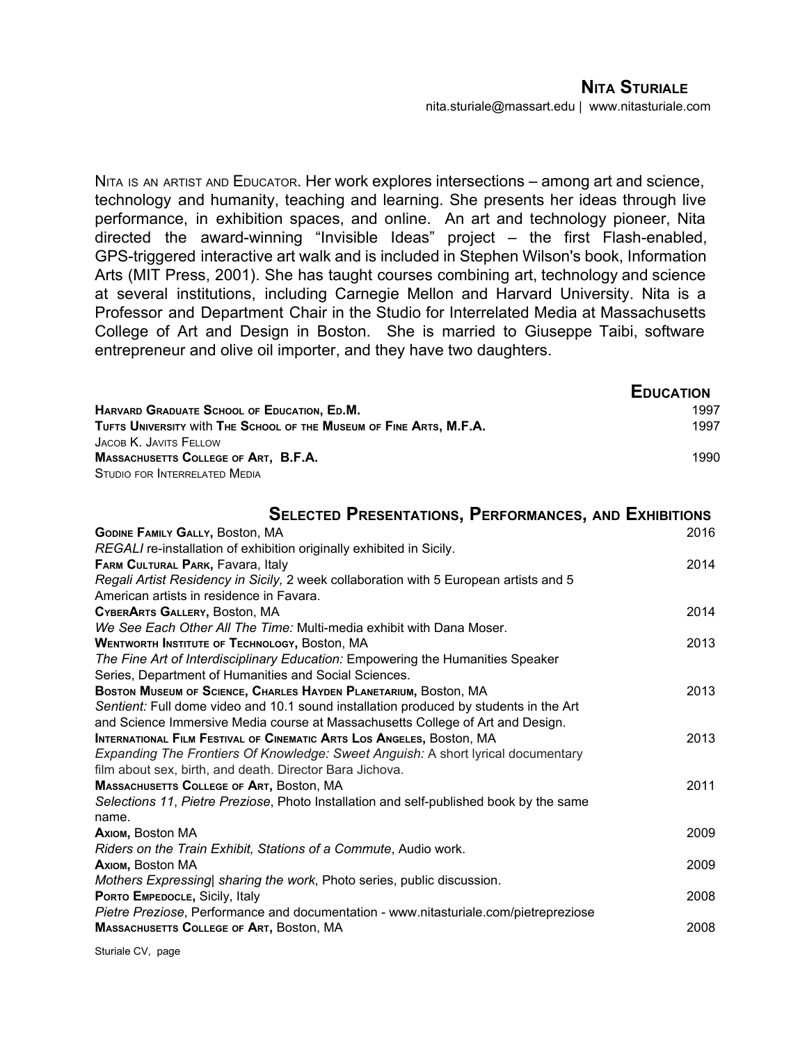# Nita Sturiale

nita.sturiale@massart.edu | www.nitasturiale.com

Nita is an artist and Educator. Her work explores intersections – among art and science, technology and humanity, teaching and learning. She presents her ideas through live performance, in exhibition spaces, and online. An art and technology pioneer, Nita directed the award-winning "Invisible Ideas" project – the first Flash-enabled, GPS-triggered interactive art walk and is included in Stephen Wilson's book, Information Arts (MIT Press, 2001). She has taught courses combining art, technology and science at several institutions, including Carnegie Mellon and Harvard University. Nita is a Professor and Department Chair in the Studio for Interrelated Media at Massachusetts College of Art and Design in Boston. She is married to Giuseppe Taibi, software entrepreneur and olive oil importer, and they have two daughters.

## Education

**Harvard Graduate School of Education, Ed.M.** 1997

**Tufts University with The School of the Museum of Fine Arts, M.F.A.** 1997
Jacob K. Javits Fellow

**Massachusetts College of Art, B.F.A.** 1990
Studio for Interrelated Media

## Selected Presentations, Performances, and Exhibitions

**Godine Family Gally,** Boston, MA 2016
*REGALI* re-installation of exhibition originally exhibited in Sicily.

**Farm Cultural Park,** Favara, Italy 2014
*Regali Artist Residency in Sicily,* 2 week collaboration with 5 European artists and 5 American artists in residence in Favara.

**CyberArts Gallery,** Boston, MA 2014
*We See Each Other All The Time:* Multi-media exhibit with Dana Moser.

**Wentworth Institute of Technology,** Boston, MA 2013
*The Fine Art of Interdisciplinary Education:* Empowering the Humanities Speaker Series, Department of Humanities and Social Sciences.

**Boston Museum of Science, Charles Hayden Planetarium,** Boston, MA 2013
*Sentient:* Full dome video and 10.1 sound installation produced by students in the Art and Science Immersive Media course at Massachusetts College of Art and Design.

**International Film Festival of Cinematic Arts Los Angeles,** Boston, MA 2013
*Expanding The Frontiers Of Knowledge: Sweet Anguish:* A short lyrical documentary film about sex, birth, and death. Director Bara Jichova.

**Massachusetts College of Art,** Boston, MA 2011
*Selections 11*, *Pietre Preziose*, Photo Installation and self-published book by the same name.

**Axiom,** Boston MA 2009
*Riders on the Train Exhibit, Stations of a Commute*, Audio work.

**Axiom,** Boston MA 2009
*Mothers Expressing| sharing the work*, Photo series, public discussion.

**Porto Empedocle,** Sicily, Italy 2008
*Pietre Preziose*, Performance and documentation - www.nitasturiale.com/pietrepreziose

**Massachusetts College of Art,** Boston, MA 2008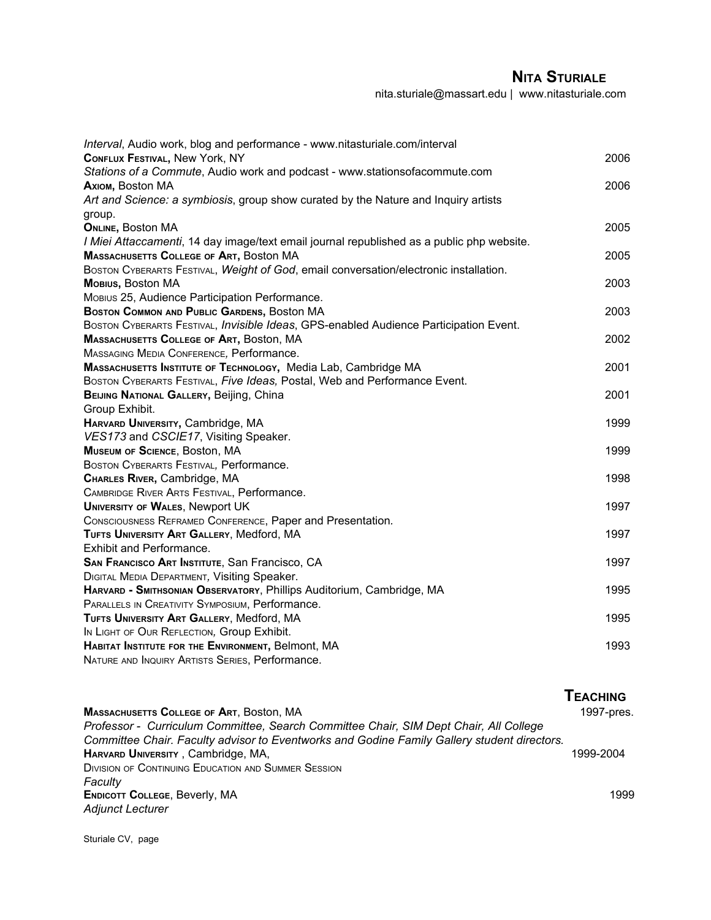# NITA STURIALE

nita.sturiale@massart.edu | www.nitasturiale.com

*Interval*, Audio work, blog and performance - www.nitasturiale.com/interval

**CONFLUX FESTIVAL,** New York, NY — 2006

*Stations of a Commute*, Audio work and podcast - www.stationsofacommute.com

**AXIOM,** Boston MA — 2006

*Art and Science: a symbiosis*, group show curated by the Nature and Inquiry artists group.

**ONLINE,** Boston MA — 2005

*I Miei Attaccamenti*, 14 day image/text email journal republished as a public php website.

**MASSACHUSETTS COLLEGE OF ART,** Boston MA — 2005

BOSTON CYBERARTS FESTIVAL, *Weight of God*, email conversation/electronic installation.

**MOBIUS,** Boston MA — 2003

MOBIUS 25, Audience Participation Performance.

**BOSTON COMMON AND PUBLIC GARDENS,** Boston MA — 2003

BOSTON CYBERARTS FESTIVAL, *Invisible Ideas*, GPS-enabled Audience Participation Event.

**MASSACHUSETTS COLLEGE OF ART,** Boston, MA — 2002

MASSAGING MEDIA CONFERENCE, Performance.

**MASSACHUSETTS INSTITUTE OF TECHNOLOGY,** Media Lab, Cambridge MA — 2001

BOSTON CYBERARTS FESTIVAL, *Five Ideas,* Postal, Web and Performance Event.

**BEIJING NATIONAL GALLERY,** Beijing, China — 2001

Group Exhibit.

**HARVARD UNIVERSITY,** Cambridge, MA — 1999

*VES173* and *CSCIE17*, Visiting Speaker.

**MUSEUM OF SCIENCE,** Boston, MA — 1999

BOSTON CYBERARTS FESTIVAL, Performance.

**CHARLES RIVER,** Cambridge, MA — 1998

CAMBRIDGE RIVER ARTS FESTIVAL, Performance.

**UNIVERSITY OF WALES,** Newport UK — 1997

CONSCIOUSNESS REFRAMED CONFERENCE, Paper and Presentation.

**TUFTS UNIVERSITY ART GALLERY,** Medford, MA — 1997

Exhibit and Performance.

**SAN FRANCISCO ART INSTITUTE,** San Francisco, CA — 1997

DIGITAL MEDIA DEPARTMENT, Visiting Speaker.

**HARVARD - SMITHSONIAN OBSERVATORY,** Phillips Auditorium, Cambridge, MA — 1995

PARALLELS IN CREATIVITY SYMPOSIUM, Performance.

**TUFTS UNIVERSITY ART GALLERY,** Medford, MA — 1995

IN LIGHT OF OUR REFLECTION, Group Exhibit.

**HABITAT INSTITUTE FOR THE ENVIRONMENT,** Belmont, MA — 1993

NATURE AND INQUIRY ARTISTS SERIES, Performance.

## TEACHING

**MASSACHUSETTS COLLEGE OF ART,** Boston, MA — 1997-pres.

*Professor - Curriculum Committee, Search Committee Chair, SIM Dept Chair, All College Committee Chair. Faculty advisor to Eventworks and Godine Family Gallery student directors.*

**HARVARD UNIVERSITY**, Cambridge, MA, — 1999-2004

DIVISION OF CONTINUING EDUCATION AND SUMMER SESSION

*Faculty*

**ENDICOTT COLLEGE,** Beverly, MA — 1999

*Adjunct Lecturer*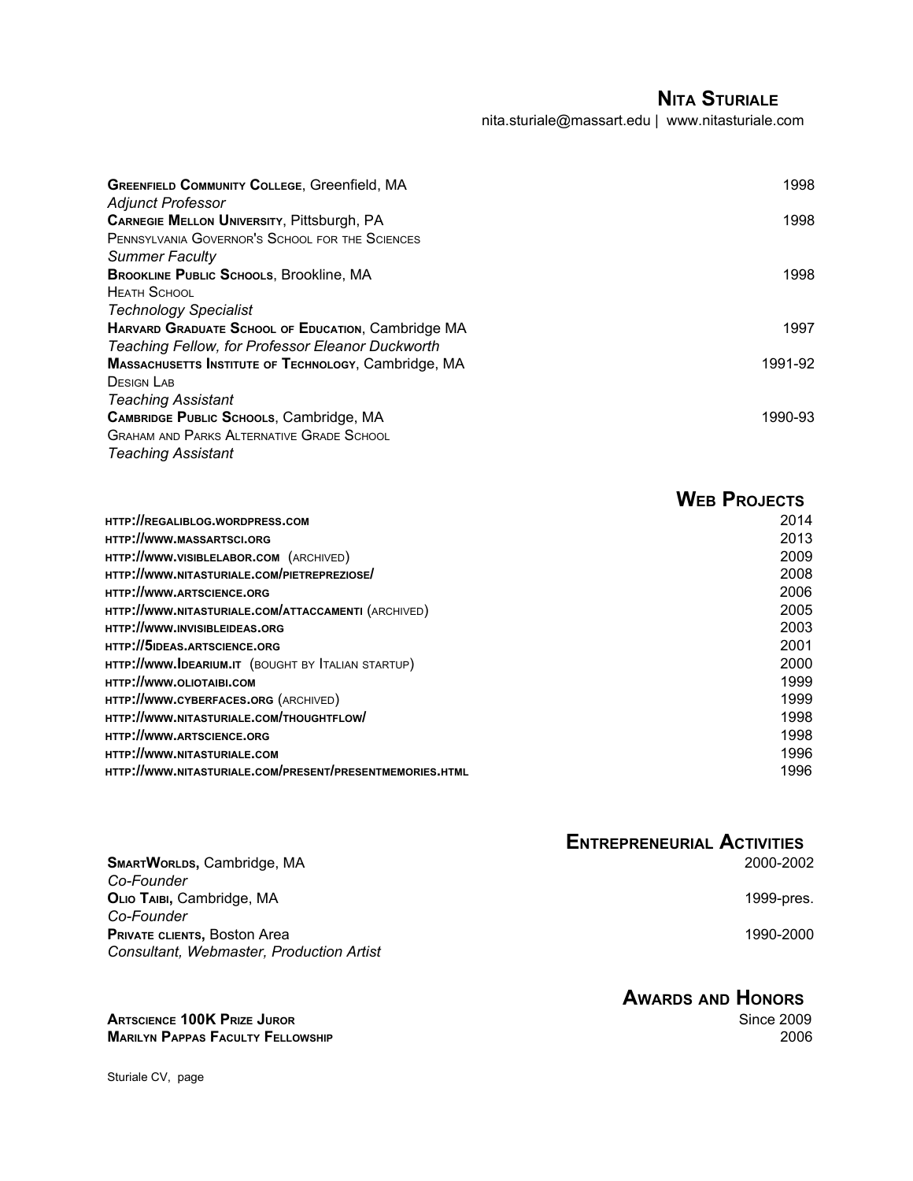**Nita Sturiale**
nita.sturiale@massart.edu | www.nitasturiale.com

**Greenfield Community College**, Greenfield, MA — 1998
*Adjunct Professor*

**Carnegie Mellon University**, Pittsburgh, PA — 1998
Pennsylvania Governor's School for the Sciences
*Summer Faculty*

**Brookline Public Schools**, Brookline, MA — 1998
Heath School
*Technology Specialist*

**Harvard Graduate School of Education**, Cambridge MA — 1997
*Teaching Fellow, for Professor Eleanor Duckworth*

**Massachusetts Institute of Technology**, Cambridge, MA — 1991-92
Design Lab
*Teaching Assistant*

**Cambridge Public Schools**, Cambridge, MA — 1990-93
Graham and Parks Alternative Grade School
*Teaching Assistant*

## Web Projects

| | |
|---|---|
| **http://regaliblog.wordpress.com** | 2014 |
| **http://www.massartsci.org** | 2013 |
| **http://www.visiblelabor.com** (archived) | 2009 |
| **http://www.nitasturiale.com/pietrepreziose/** | 2008 |
| **http://www.artscience.org** | 2006 |
| **http://www.nitasturiale.com/attaccamenti** (archived) | 2005 |
| **http://www.invisibleideas.org** | 2003 |
| **http://5ideas.artscience.org** | 2001 |
| **http://www.Idearium.it** (bought by Italian startup) | 2000 |
| **http://www.oliotaibi.com** | 1999 |
| **http://www.cyberfaces.org** (archived) | 1999 |
| **http://www.nitasturiale.com/thoughtflow/** | 1998 |
| **http://www.artscience.org** | 1998 |
| **http://www.nitasturiale.com** | 1996 |
| **http://www.nitasturiale.com/present/presentmemories.html** | 1996 |

## Entrepreneurial Activities

**SmartWorlds,** Cambridge, MA — 2000-2002
*Co-Founder*

**Olio Taibi,** Cambridge, MA — 1999-pres.
*Co-Founder*

**Private clients,** Boston Area — 1990-2000
*Consultant, Webmaster, Production Artist*

## Awards and Honors

**Artscience 100K Prize Juror** — Since 2009
**Marilyn Pappas Faculty Fellowship** — 2006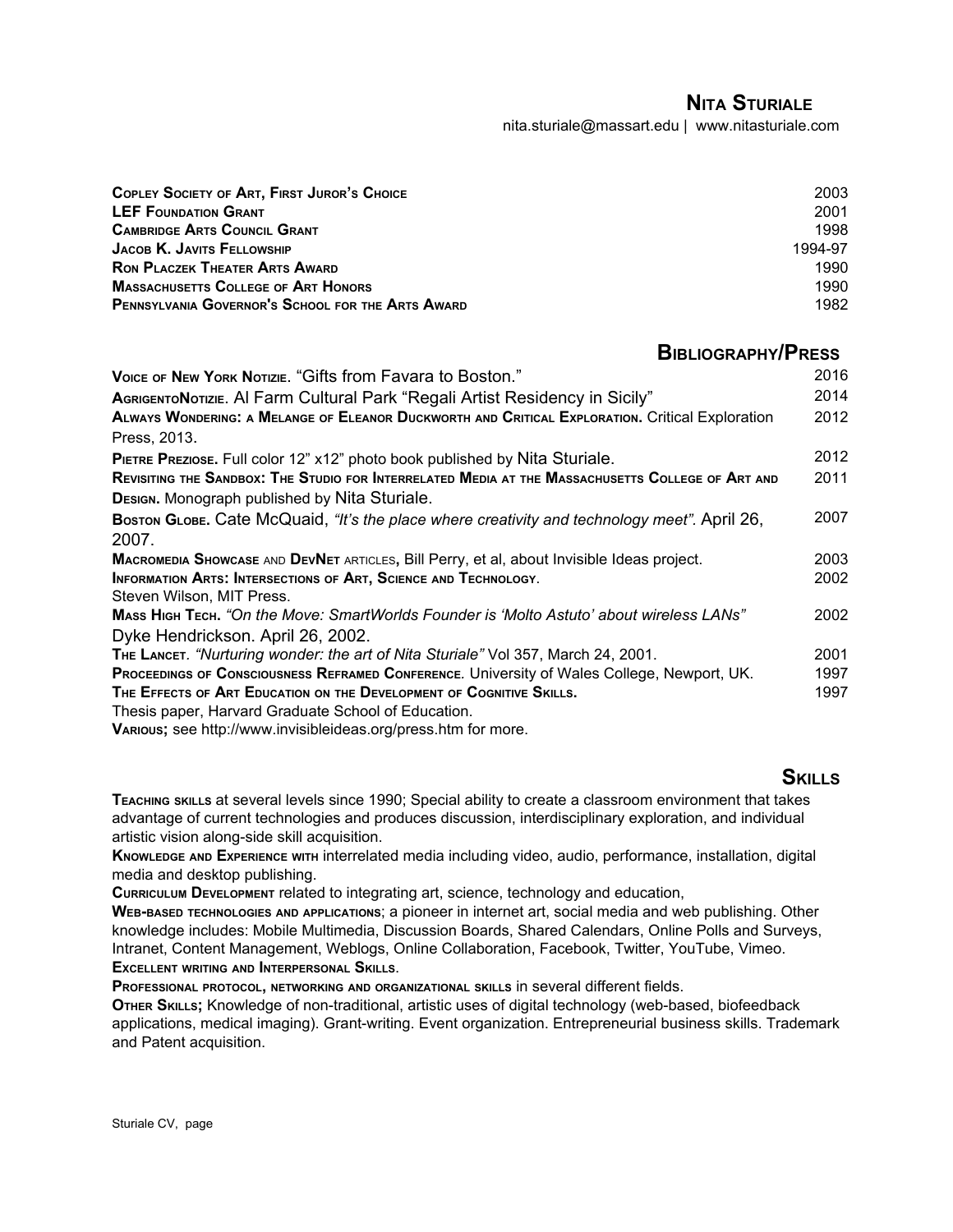## Nita Sturiale

nita.sturiale@massart.edu | www.nitasturiale.com

| | |
|---|---|
| **Copley Society of Art, First Juror's Choice** | 2003 |
| **LEF Foundation Grant** | 2001 |
| **Cambridge Arts Council Grant** | 1998 |
| **Jacob K. Javits Fellowship** | 1994-97 |
| **Ron Placzek Theater Arts Award** | 1990 |
| **Massachusetts College of Art Honors** | 1990 |
| **Pennsylvania Governor's School for the Arts Award** | 1982 |

## Bibliography/Press

| | |
|---|---|
| **Voice of New York Notizie**. "Gifts from Favara to Boston." | 2016 |
| **AgrigentoNotizie**. Al Farm Cultural Park "Regali Artist Residency in Sicily" | 2014 |
| **Always Wondering: a Melange of Eleanor Duckworth and Critical Exploration.** Critical Exploration Press, 2013. | 2012 |
| **Pietre Preziose.** Full color 12" x12" photo book published by Nita Sturiale. | 2012 |
| **Revisiting the Sandbox: The Studio for Interrelated Media at the Massachusetts College of Art and Design.** Monograph published by Nita Sturiale. | 2011 |
| **Boston Globe.** Cate McQuaid, *"It's the place where creativity and technology meet"*. April 26, 2007. | 2007 |
| **Macromedia Showcase** and **DevNet** articles, Bill Perry, et al, about Invisible Ideas project. | 2003 |
| **Information Arts: Intersections of Art, Science and Technology**. Steven Wilson, MIT Press. | 2002 |
| **Mass High Tech.** *"On the Move: SmartWorlds Founder is 'Molto Astuto' about wireless LANs"* Dyke Hendrickson. April 26, 2002. | 2002 |
| **The Lancet**. *"Nurturing wonder: the art of Nita Sturiale"* Vol 357, March 24, 2001. | 2001 |
| **Proceedings of Consciousness Reframed Conference**. University of Wales College, Newport, UK. | 1997 |
| **The Effects of Art Education on the Development of Cognitive Skills.** Thesis paper, Harvard Graduate School of Education. | 1997 |
| **Various;** see http://www.invisibleideas.org/press.htm for more. | |

## Skills

**Teaching skills** at several levels since 1990; Special ability to create a classroom environment that takes advantage of current technologies and produces discussion, interdisciplinary exploration, and individual artistic vision along-side skill acquisition.

**Knowledge and Experience with** interrelated media including video, audio, performance, installation, digital media and desktop publishing.

**Curriculum Development** related to integrating art, science, technology and education,

**Web-based technologies and applications**; a pioneer in internet art, social media and web publishing. Other knowledge includes: Mobile Multimedia, Discussion Boards, Shared Calendars, Online Polls and Surveys, Intranet, Content Management, Weblogs, Online Collaboration, Facebook, Twitter, YouTube, Vimeo.

**Excellent writing and Interpersonal Skills**.

**Professional protocol, networking and organizational skills** in several different fields.

**Other Skills;** Knowledge of non-traditional, artistic uses of digital technology (web-based, biofeedback applications, medical imaging). Grant-writing. Event organization. Entrepreneurial business skills. Trademark and Patent acquisition.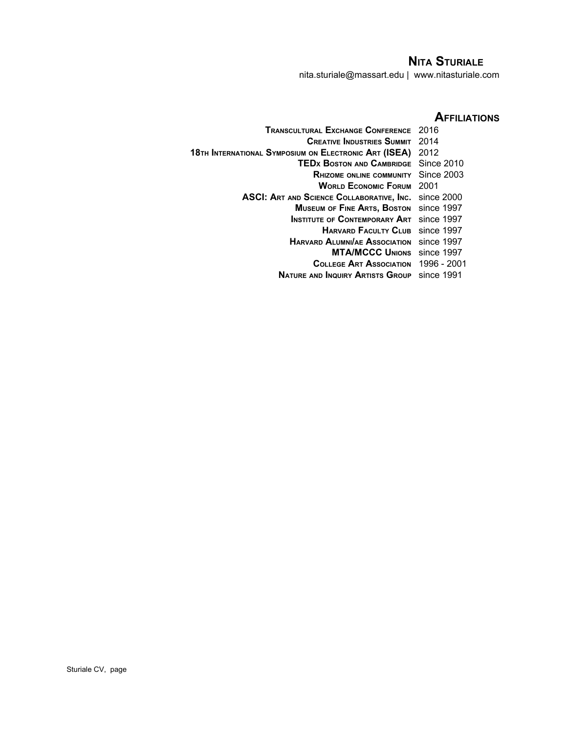# Nita Sturiale

nita.sturiale@massart.edu | www.nitasturiale.com

## Affiliations

| | |
|---|---|
| **Transcultural Exchange Conference** | 2016 |
| **Creative Industries Summit** | 2014 |
| **18th International Symposium on Electronic Art (ISEA)** | 2012 |
| **TEDx Boston and Cambridge** | Since 2010 |
| **Rhizome online community** | Since 2003 |
| **World Economic Forum** | 2001 |
| **ASCI: Art and Science Collaborative, Inc.** | since 2000 |
| **Museum of Fine Arts, Boston** | since 1997 |
| **Institute of Contemporary Art** | since 1997 |
| **Harvard Faculty Club** | since 1997 |
| **Harvard Alumni/ae Association** | since 1997 |
| **MTA/MCCC Unions** | since 1997 |
| **College Art Association** | 1996 - 2001 |
| **Nature and Inquiry Artists Group** | since 1991 |